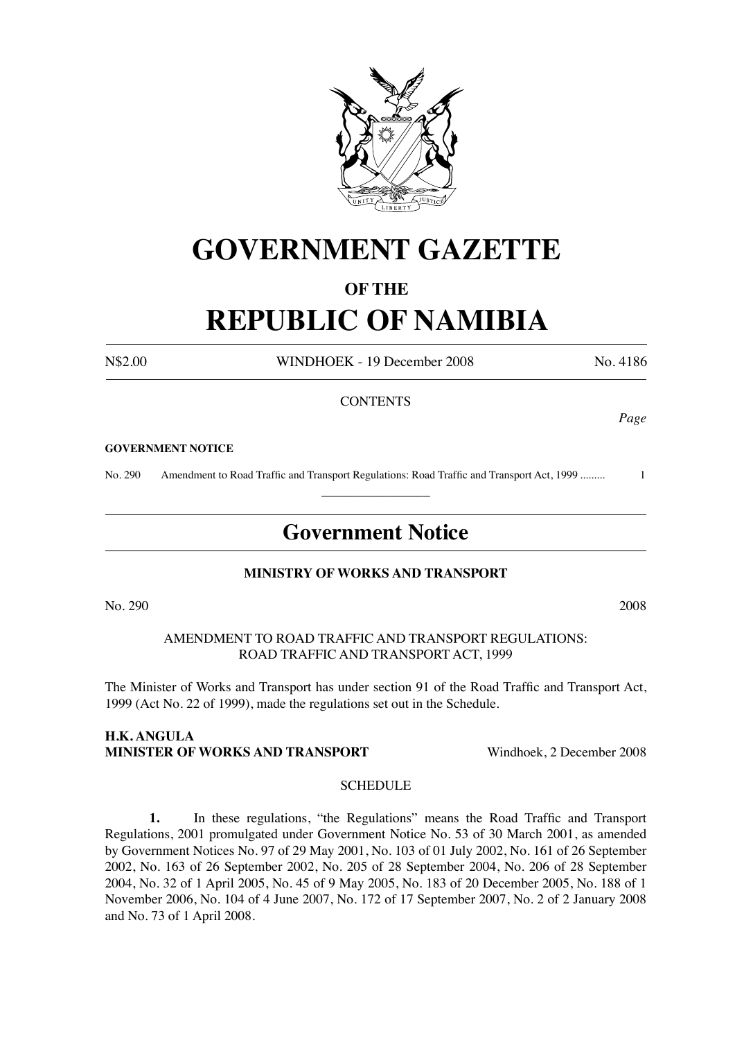# GOVERNMENT GAZETTE

## OF THE

# REPUBLIC OF NAMIBIA

N$2.00 WINDHOEK - 19 December 2008 No. 4186

CONTENTS

*Page*

**GOVERNMENT NOTICE**

No. 290 Amendment to Road Traffic and Transport Regulations: Road Traffic and Transport Act, 1999 ......... 1

---

## Government Notice

**MINISTRY OF WORKS AND TRANSPORT**

No. 290 2008

AMENDMENT TO ROAD TRAFFIC AND TRANSPORT REGULATIONS:
ROAD TRAFFIC AND TRANSPORT ACT, 1999

The Minister of Works and Transport has under section 91 of the Road Traffic and Transport Act, 1999 (Act No. 22 of 1999), made the regulations set out in the Schedule.

**H.K. ANGULA**
**MINISTER OF WORKS AND TRANSPORT** Windhoek, 2 December 2008

SCHEDULE

**1.** In these regulations, "the Regulations" means the Road Traffic and Transport Regulations, 2001 promulgated under Government Notice No. 53 of 30 March 2001, as amended by Government Notices No. 97 of 29 May 2001, No. 103 of 01 July 2002, No. 161 of 26 September 2002, No. 163 of 26 September 2002, No. 205 of 28 September 2004, No. 206 of 28 September 2004, No. 32 of 1 April 2005, No. 45 of 9 May 2005, No. 183 of 20 December 2005, No. 188 of 1 November 2006, No. 104 of 4 June 2007, No. 172 of 17 September 2007, No. 2 of 2 January 2008 and No. 73 of 1 April 2008.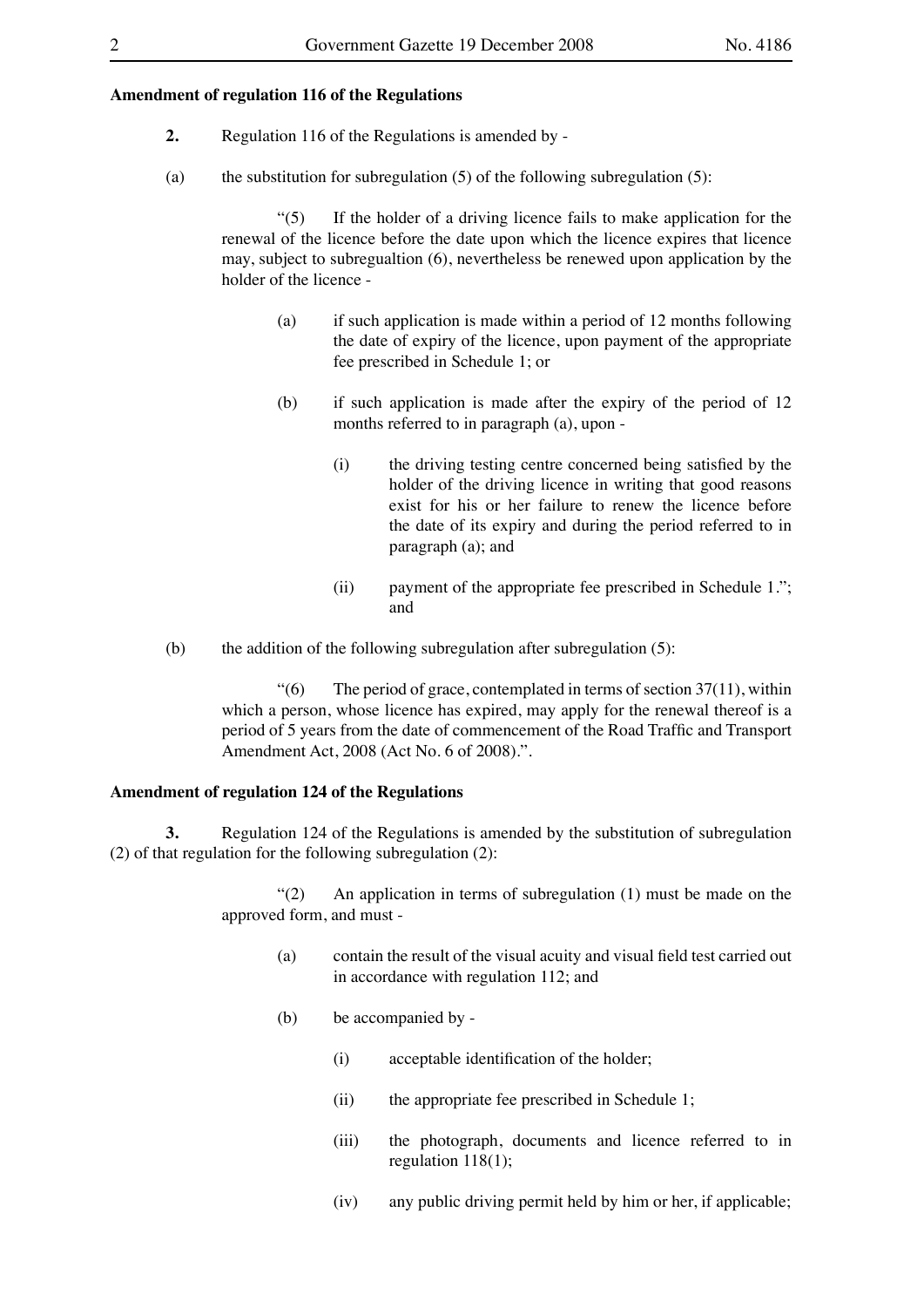**Amendment of regulation 116 of the Regulations**

**2.** Regulation 116 of the Regulations is amended by -

(a) the substitution for subregulation (5) of the following subregulation (5):

"(5) If the holder of a driving licence fails to make application for the renewal of the licence before the date upon which the licence expires that licence may, subject to subregualtion (6), nevertheless be renewed upon application by the holder of the licence -

(a) if such application is made within a period of 12 months following the date of expiry of the licence, upon payment of the appropriate fee prescribed in Schedule 1; or

(b) if such application is made after the expiry of the period of 12 months referred to in paragraph (a), upon -

(i) the driving testing centre concerned being satisfied by the holder of the driving licence in writing that good reasons exist for his or her failure to renew the licence before the date of its expiry and during the period referred to in paragraph (a); and

(ii) payment of the appropriate fee prescribed in Schedule 1."; and

(b) the addition of the following subregulation after subregulation (5):

"(6) The period of grace, contemplated in terms of section 37(11), within which a person, whose licence has expired, may apply for the renewal thereof is a period of 5 years from the date of commencement of the Road Traffic and Transport Amendment Act, 2008 (Act No. 6 of 2008).".

**Amendment of regulation 124 of the Regulations**

**3.** Regulation 124 of the Regulations is amended by the substitution of subregulation (2) of that regulation for the following subregulation (2):

"(2) An application in terms of subregulation (1) must be made on the approved form, and must -

(a) contain the result of the visual acuity and visual field test carried out in accordance with regulation 112; and

(b) be accompanied by -

(i) acceptable identification of the holder;

(ii) the appropriate fee prescribed in Schedule 1;

(iii) the photograph, documents and licence referred to in regulation 118(1);

(iv) any public driving permit held by him or her, if applicable;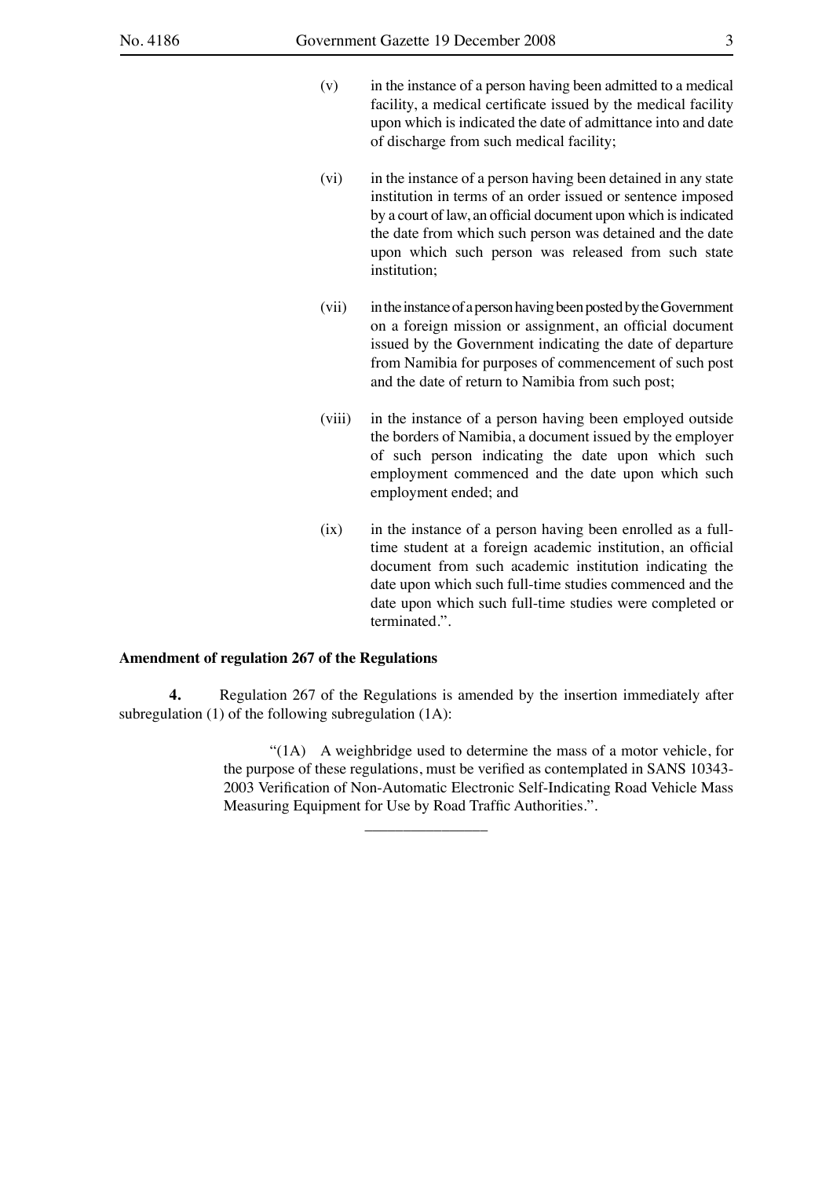(v) in the instance of a person having been admitted to a medical facility, a medical certificate issued by the medical facility upon which is indicated the date of admittance into and date of discharge from such medical facility;

(vi) in the instance of a person having been detained in any state institution in terms of an order issued or sentence imposed by a court of law, an official document upon which is indicated the date from which such person was detained and the date upon which such person was released from such state institution;

(vii) in the instance of a person having been posted by the Government on a foreign mission or assignment, an official document issued by the Government indicating the date of departure from Namibia for purposes of commencement of such post and the date of return to Namibia from such post;

(viii) in the instance of a person having been employed outside the borders of Namibia, a document issued by the employer of such person indicating the date upon which such employment commenced and the date upon which such employment ended; and

(ix) in the instance of a person having been enrolled as a full-time student at a foreign academic institution, an official document from such academic institution indicating the date upon which such full-time studies commenced and the date upon which such full-time studies were completed or terminated.".

**Amendment of regulation 267 of the Regulations**

**4.** Regulation 267 of the Regulations is amended by the insertion immediately after subregulation (1) of the following subregulation (1A):

"(1A) A weighbridge used to determine the mass of a motor vehicle, for the purpose of these regulations, must be verified as contemplated in SANS 10343-2003 Verification of Non-Automatic Electronic Self-Indicating Road Vehicle Mass Measuring Equipment for Use by Road Traffic Authorities.".

________________